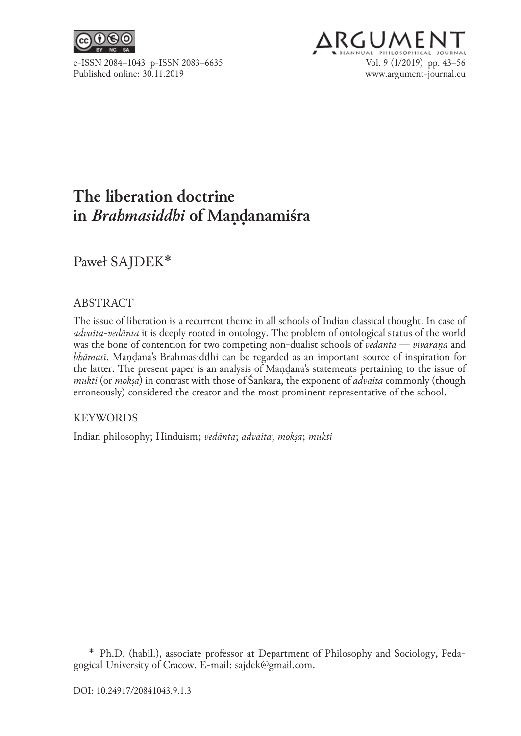# The liberation doctrine in *Brahmasiddhi* of Maṇḍanamiśra

Paweł SAJDEK*

## ABSTRACT

The issue of liberation is a recurrent theme in all schools of Indian classical thought. In case of *advaita-vedānta* it is deeply rooted in ontology. The problem of ontological status of the world was the bone of contention for two competing non-dualist schools of *vedānta* — *vivaraṇa* and *bhāmatī*. Maṇḍana's Brahmasiddhi can be regarded as an important source of inspiration for the latter. The present paper is an analysis of Maṇḍana's statements pertaining to the issue of *mukti* (or *mokṣa*) in contrast with those of Śankara, the exponent of *advaita* commonly (though erroneously) considered the creator and the most prominent representative of the school.

## KEYWORDS

Indian philosophy; Hinduism; *vedānta*; *advaita*; *mokṣa*; *mukti*

---

\* Ph.D. (habil.), associate professor at Department of Philosophy and Sociology, Pedagogical University of Cracow. E-mail: sajdek@gmail.com.

DOI: 10.24917/20841043.9.1.3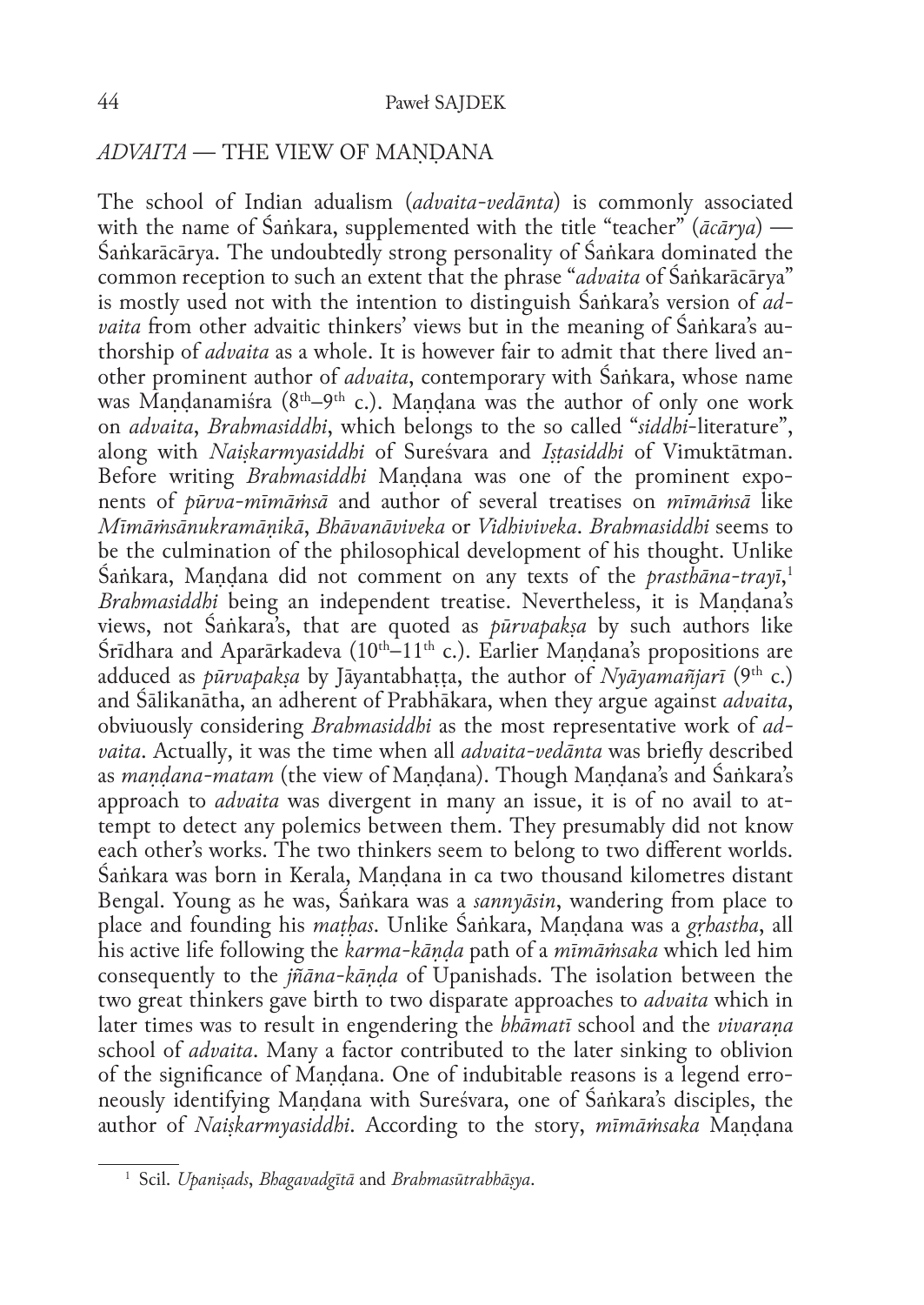## *ADVAITA* — THE VIEW OF MAṆḌANA

The school of Indian adualism (*advaita-vedānta*) is commonly associated with the name of Śaṅkara, supplemented with the title "teacher" (*ācārya*) — Śaṅkarācārya. The undoubtedly strong personality of Śaṅkara dominated the common reception to such an extent that the phrase "*advaita* of Śaṅkarācārya" is mostly used not with the intention to distinguish Śaṅkara's version of *advaita* from other advaitic thinkers' views but in the meaning of Śaṅkara's authorship of *advaita* as a whole. It is however fair to admit that there lived another prominent author of *advaita*, contemporary with Śaṅkara, whose name was Maṇḍanamiśra (8th–9th c.). Maṇḍana was the author of only one work on *advaita*, *Brahmasiddhi*, which belongs to the so called "*siddhi*-literature", along with *Naiṣkarmyasiddhi* of Sureśvara and *Iṣṭasiddhi* of Vimuktātman. Before writing *Brahmasiddhi* Maṇḍana was one of the prominent exponents of *pūrva-mīmāṁsā* and author of several treatises on *mīmāṁsā* like *Mīmāṁsānukramāṇikā*, *Bhāvanāviveka* or *Vidhiviveka*. *Brahmasiddhi* seems to be the culmination of the philosophical development of his thought. Unlike Śaṅkara, Maṇḍana did not comment on any texts of the *prasthāna-trayī*,[1] *Brahmasiddhi* being an independent treatise. Nevertheless, it is Maṇḍana's views, not Śaṅkara's, that are quoted as *pūrvapakṣa* by such authors like Śrīdhara and Aparārkadeva (10th–11th c.). Earlier Maṇḍana's propositions are adduced as *pūrvapakṣa* by Jāyantabhaṭṭa, the author of *Nyāyamañjarī* (9th c.) and Śālikanātha, an adherent of Prabhākara, when they argue against *advaita*, obviuously considering *Brahmasiddhi* as the most representative work of *advaita*. Actually, it was the time when all *advaita-vedānta* was briefly described as *maṇḍana-matam* (the view of Maṇḍana). Though Maṇḍana's and Śaṅkara's approach to *advaita* was divergent in many an issue, it is of no avail to attempt to detect any polemics between them. They presumably did not know each other's works. The two thinkers seem to belong to two different worlds. Śaṅkara was born in Kerala, Maṇḍana in ca two thousand kilometres distant Bengal. Young as he was, Śaṅkara was a *sannyāsin*, wandering from place to place and founding his *maṭhas*. Unlike Śaṅkara, Maṇḍana was a *gṛhastha*, all his active life following the *karma-kāṇḍa* path of a *mīmāṁsaka* which led him consequently to the *jñāna-kāṇḍa* of Upanishads. The isolation between the two great thinkers gave birth to two disparate approaches to *advaita* which in later times was to result in engendering the *bhāmatī* school and the *vivaraṇa* school of *advaita*. Many a factor contributed to the later sinking to oblivion of the significance of Maṇḍana. One of indubitable reasons is a legend erroneously identifying Maṇḍana with Sureśvara, one of Śaṅkara's disciples, the author of *Naiṣkarmyasiddhi*. According to the story, *mīmāṁsaka* Maṇḍana

---

[1] Scil. *Upaniṣads*, *Bhagavadgītā* and *Brahmasūtrabhāṣya*.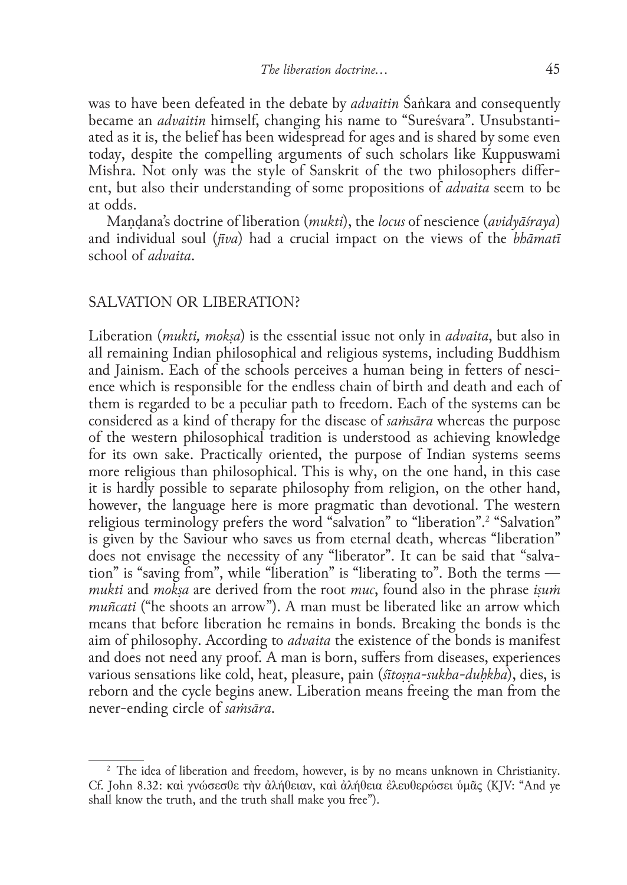was to have been defeated in the debate by *advaitin* Śaṅkara and consequently became an *advaitin* himself, changing his name to "Sureśvara". Unsubstantiated as it is, the belief has been widespread for ages and is shared by some even today, despite the compelling arguments of such scholars like Kuppuswami Mishra. Not only was the style of Sanskrit of the two philosophers different, but also their understanding of some propositions of *advaita* seem to be at odds.

Maṇḍana's doctrine of liberation (*mukti*), the *locus* of nescience (*avidyāśraya*) and individual soul (*jīva*) had a crucial impact on the views of the *bhāmatī* school of *advaita*.

## SALVATION OR LIBERATION?

Liberation (*mukti, mokṣa*) is the essential issue not only in *advaita*, but also in all remaining Indian philosophical and religious systems, including Buddhism and Jainism. Each of the schools perceives a human being in fetters of nescience which is responsible for the endless chain of birth and death and each of them is regarded to be a peculiar path to freedom. Each of the systems can be considered as a kind of therapy for the disease of *saṁsāra* whereas the purpose of the western philosophical tradition is understood as achieving knowledge for its own sake. Practically oriented, the purpose of Indian systems seems more religious than philosophical. This is why, on the one hand, in this case it is hardly possible to separate philosophy from religion, on the other hand, however, the language here is more pragmatic than devotional. The western religious terminology prefers the word "salvation" to "liberation".[2] "Salvation" is given by the Saviour who saves us from eternal death, whereas "liberation" does not envisage the necessity of any "liberator". It can be said that "salvation" is "saving from", while "liberation" is "liberating to". Both the terms — *mukti* and *mokṣa* are derived from the root *muc*, found also in the phrase *iṣuṁ muñcati* ("he shoots an arrow"). A man must be liberated like an arrow which means that before liberation he remains in bonds. Breaking the bonds is the aim of philosophy. According to *advaita* the existence of the bonds is manifest and does not need any proof. A man is born, suffers from diseases, experiences various sensations like cold, heat, pleasure, pain (*śītoṣṇa-sukha-duḥkha*), dies, is reborn and the cycle begins anew. Liberation means freeing the man from the never-ending circle of *saṁsāra*.

---

[2] The idea of liberation and freedom, however, is by no means unknown in Christianity. Cf. John 8.32: καὶ γνώσεσθε τὴν ἀλήθειαν, καὶ ἀλήθεια ἐλευθερώσει ὑμᾶς (KJV: "And ye shall know the truth, and the truth shall make you free").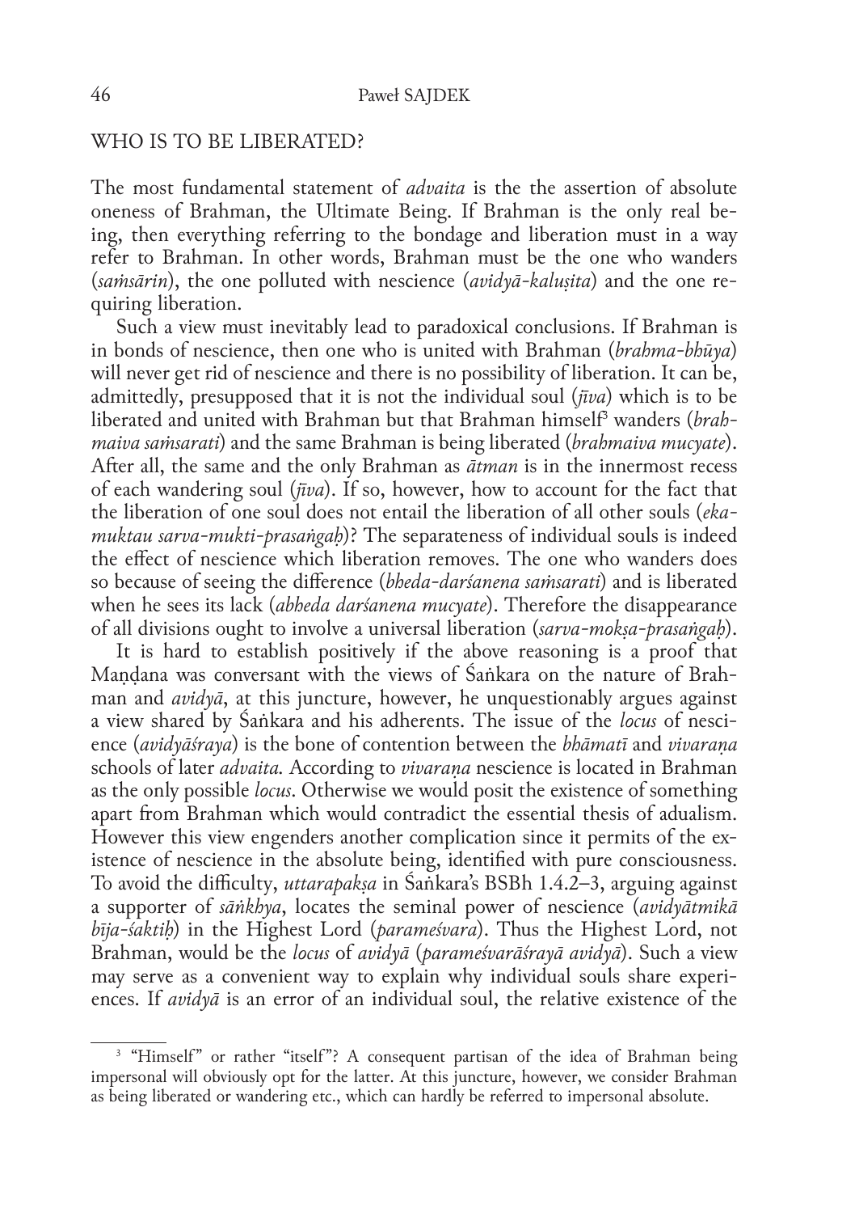## WHO IS TO BE LIBERATED?

The most fundamental statement of *advaita* is the the assertion of absolute oneness of Brahman, the Ultimate Being. If Brahman is the only real being, then everything referring to the bondage and liberation must in a way refer to Brahman. In other words, Brahman must be the one who wanders (*saṁsārin*), the one polluted with nescience (*avidyā-kaluṣita*) and the one requiring liberation.

Such a view must inevitably lead to paradoxical conclusions. If Brahman is in bonds of nescience, then one who is united with Brahman (*brahma-bhūya*) will never get rid of nescience and there is no possibility of liberation. It can be, admittedly, presupposed that it is not the individual soul (*jīva*) which is to be liberated and united with Brahman but that Brahman himself[3] wanders (*brahmaiva saṁsarati*) and the same Brahman is being liberated (*brahmaiva mucyate*). After all, the same and the only Brahman as *ātman* is in the innermost recess of each wandering soul (*jīva*). If so, however, how to account for the fact that the liberation of one soul does not entail the liberation of all other souls (*eka-muktau sarva-mukti-prasaṅgaḥ*)? The separateness of individual souls is indeed the effect of nescience which liberation removes. The one who wanders does so because of seeing the difference (*bheda-darśanena saṁsarati*) and is liberated when he sees its lack (*abheda darśanena mucyate*). Therefore the disappearance of all divisions ought to involve a universal liberation (*sarva-mokṣa-prasaṅgaḥ*).

It is hard to establish positively if the above reasoning is a proof that Maṇḍana was conversant with the views of Śaṅkara on the nature of Brahman and *avidyā*, at this juncture, however, he unquestionably argues against a view shared by Śaṅkara and his adherents. The issue of the *locus* of nescience (*avidyāśraya*) is the bone of contention between the *bhāmatī* and *vivaraṇa* schools of later *advaita.* According to *vivaraṇa* nescience is located in Brahman as the only possible *locus*. Otherwise we would posit the existence of something apart from Brahman which would contradict the essential thesis of adualism. However this view engenders another complication since it permits of the existence of nescience in the absolute being, identified with pure consciousness. To avoid the difficulty, *uttarapakṣa* in Śaṅkara's BSBh 1.4.2–3, arguing against a supporter of *sāṅkhya*, locates the seminal power of nescience (*avidyātmikā bīja-śaktiḥ*) in the Highest Lord (*parameśvara*). Thus the Highest Lord, not Brahman, would be the *locus* of *avidyā* (*parameśvarāśrayā avidyā*). Such a view may serve as a convenient way to explain why individual souls share experiences. If *avidyā* is an error of an individual soul, the relative existence of the

[3] "Himself" or rather "itself"? A consequent partisan of the idea of Brahman being impersonal will obviously opt for the latter. At this juncture, however, we consider Brahman as being liberated or wandering etc., which can hardly be referred to impersonal absolute.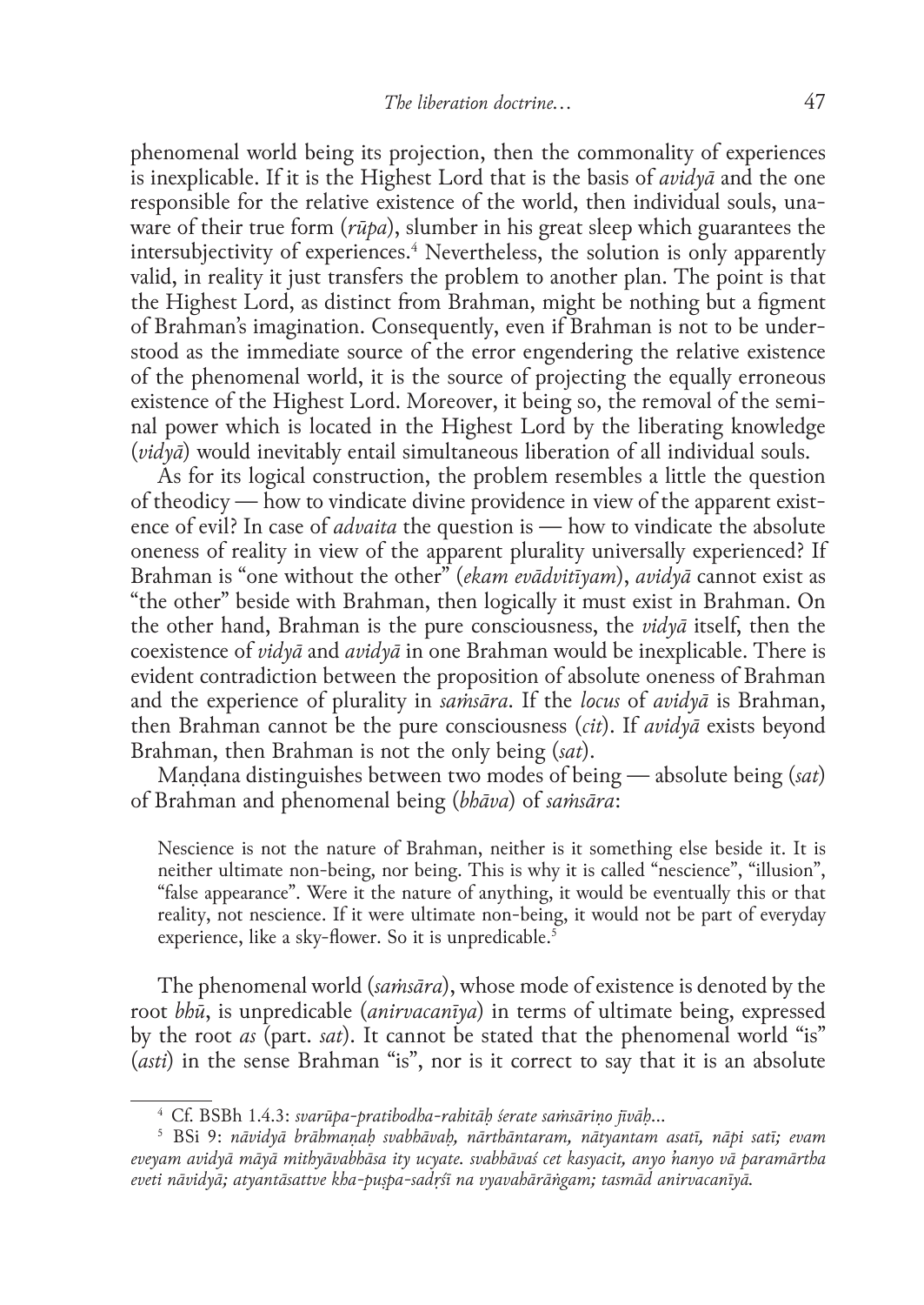phenomenal world being its projection, then the commonality of experiences is inexplicable. If it is the Highest Lord that is the basis of *avidyā* and the one responsible for the relative existence of the world, then individual souls, unaware of their true form (*rūpa*), slumber in his great sleep which guarantees the intersubjectivity of experiences.[4] Nevertheless, the solution is only apparently valid, in reality it just transfers the problem to another plan. The point is that the Highest Lord, as distinct from Brahman, might be nothing but a figment of Brahman's imagination. Consequently, even if Brahman is not to be understood as the immediate source of the error engendering the relative existence of the phenomenal world, it is the source of projecting the equally erroneous existence of the Highest Lord. Moreover, it being so, the removal of the seminal power which is located in the Highest Lord by the liberating knowledge (*vidyā*) would inevitably entail simultaneous liberation of all individual souls.

As for its logical construction, the problem resembles a little the question of theodicy — how to vindicate divine providence in view of the apparent existence of evil? In case of *advaita* the question is — how to vindicate the absolute oneness of reality in view of the apparent plurality universally experienced? If Brahman is "one without the other" (*ekam evādvitīyam*), *avidyā* cannot exist as "the other" beside with Brahman, then logically it must exist in Brahman. On the other hand, Brahman is the pure consciousness, the *vidyā* itself, then the coexistence of *vidyā* and *avidyā* in one Brahman would be inexplicable. There is evident contradiction between the proposition of absolute oneness of Brahman and the experience of plurality in *saṁsāra*. If the *locus* of *avidyā* is Brahman, then Brahman cannot be the pure consciousness (*cit*). If *avidyā* exists beyond Brahman, then Brahman is not the only being (*sat*).

Maṇḍana distinguishes between two modes of being — absolute being (*sat*) of Brahman and phenomenal being (*bhāva*) of *saṁsāra*:

> Nescience is not the nature of Brahman, neither is it something else beside it. It is neither ultimate non-being, nor being. This is why it is called "nescience", "illusion", "false appearance". Were it the nature of anything, it would be eventually this or that reality, not nescience. If it were ultimate non-being, it would not be part of everyday experience, like a sky-flower. So it is unpredicable.[5]

The phenomenal world (*saṁsāra*), whose mode of existence is denoted by the root *bhū*, is unpredicable (*anirvacanīya*) in terms of ultimate being, expressed by the root *as* (part. *sat*). It cannot be stated that the phenomenal world "is" (*asti*) in the sense Brahman "is", nor is it correct to say that it is an absolute

---

[4] Cf. BSBh 1.4.3: *svarūpa-pratibodha-rahitāḥ śerate saṁsāriṇo jīvāḥ...*

[5] BSi 9: *nāvidyā brāhmaṇaḥ svabhāvaḥ, nārthāntaram, nātyantam asatī, nāpi satī; evam eveyam avidyā māyā mithyāvabhāsa ity ucyate. svabhāvaś cet kasyacit, anyo 'nanyo vā paramārtha eveti nāvidyā; atyantāsattve kha-puṣpa-sadṛśī na vyavahārāṅgam; tasmād anirvacanīyā.*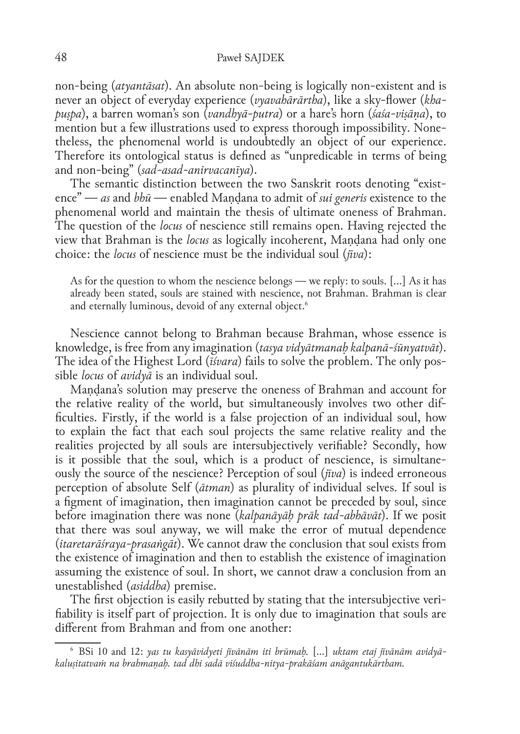non-being (*atyantāsat*). An absolute non-being is logically non-existent and is never an object of everyday experience (*vyavahārārtha*), like a sky-flower (*kha-puṣpa*), a barren woman's son (*vandhyā-putra*) or a hare's horn (*śaśa-viṣāṇa*), to mention but a few illustrations used to express thorough impossibility. Nonetheless, the phenomenal world is undoubtedly an object of our experience. Therefore its ontological status is defined as "unpredicable in terms of being and non-being" (*sad-asad-anirvacanīya*).

The semantic distinction between the two Sanskrit roots denoting "existence" — *as* and *bhū* — enabled Maṇḍana to admit of *sui generis* existence to the phenomenal world and maintain the thesis of ultimate oneness of Brahman. The question of the *locus* of nescience still remains open. Having rejected the view that Brahman is the *locus* as logically incoherent, Maṇḍana had only one choice: the *locus* of nescience must be the individual soul (*jīva*):

> As for the question to whom the nescience belongs — we reply: to souls. [...] As it has already been stated, souls are stained with nescience, not Brahman. Brahman is clear and eternally luminous, devoid of any external object.[6]

Nescience cannot belong to Brahman because Brahman, whose essence is knowledge, is free from any imagination (*tasya vidyātmanaḥ kalpanā-śūnyatvāt*). The idea of the Highest Lord (*īśvara*) fails to solve the problem. The only possible *locus* of *avidyā* is an individual soul.

Maṇḍana's solution may preserve the oneness of Brahman and account for the relative reality of the world, but simultaneously involves two other difficulties. Firstly, if the world is a false projection of an individual soul, how to explain the fact that each soul projects the same relative reality and the realities projected by all souls are intersubjectively verifiable? Secondly, how is it possible that the soul, which is a product of nescience, is simultaneously the source of the nescience? Perception of soul (*jīva*) is indeed erroneous perception of absolute Self (*ātman*) as plurality of individual selves. If soul is a figment of imagination, then imagination cannot be preceded by soul, since before imagination there was none (*kalpanāyāḥ prāk tad-abhāvāt*). If we posit that there was soul anyway, we will make the error of mutual dependence (*itaretarāśraya-prasaṅgāt*). We cannot draw the conclusion that soul exists from the existence of imagination and then to establish the existence of imagination assuming the existence of soul. In short, we cannot draw a conclusion from an unestablished (*asiddha*) premise.

The first objection is easily rebutted by stating that the intersubjective verifiability is itself part of projection. It is only due to imagination that souls are different from Brahman and from one another:

---

[6] BSi 10 and 12: *yas tu kasyāvidyeti jīvānām iti brūmaḥ.* [...] *uktam etaj jīvānām avidyā-kaluṣitatvaṁ na brahmaṇaḥ. tad dhi sadā viśuddha-nitya-prakāśam anāgantukārtham.*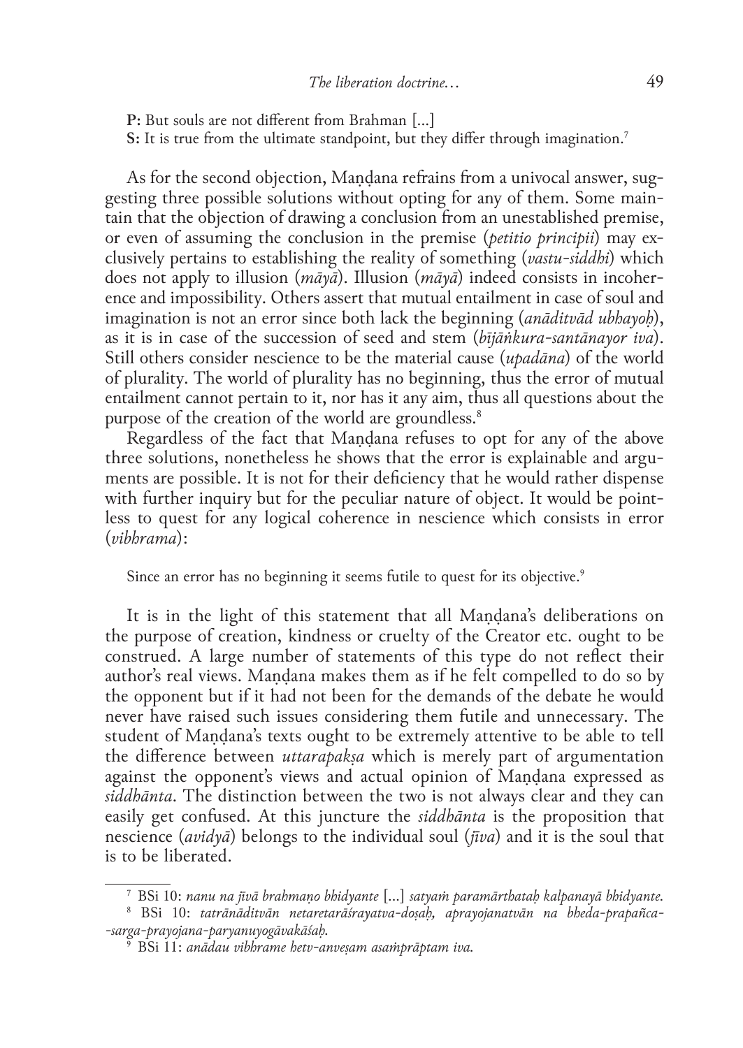**P:** But souls are not different from Brahman [...]
**S:** It is true from the ultimate standpoint, but they differ through imagination.[7]

As for the second objection, Maṇḍana refrains from a univocal answer, suggesting three possible solutions without opting for any of them. Some maintain that the objection of drawing a conclusion from an unestablished premise, or even of assuming the conclusion in the premise (*petitio principii*) may exclusively pertains to establishing the reality of something (*vastu-siddhi*) which does not apply to illusion (*māyā*). Illusion (*māyā*) indeed consists in incoherence and impossibility. Others assert that mutual entailment in case of soul and imagination is not an error since both lack the beginning (*anāditvād ubhayoḥ*), as it is in case of the succession of seed and stem (*bījāṅkura-santānayor iva*). Still others consider nescience to be the material cause (*upadāna*) of the world of plurality. The world of plurality has no beginning, thus the error of mutual entailment cannot pertain to it, nor has it any aim, thus all questions about the purpose of the creation of the world are groundless.[8]

Regardless of the fact that Maṇḍana refuses to opt for any of the above three solutions, nonetheless he shows that the error is explainable and arguments are possible. It is not for their deficiency that he would rather dispense with further inquiry but for the peculiar nature of object. It would be pointless to quest for any logical coherence in nescience which consists in error (*vibhrama*):

> Since an error has no beginning it seems futile to quest for its objective.[9]

It is in the light of this statement that all Maṇḍana's deliberations on the purpose of creation, kindness or cruelty of the Creator etc. ought to be construed. A large number of statements of this type do not reflect their author's real views. Maṇḍana makes them as if he felt compelled to do so by the opponent but if it had not been for the demands of the debate he would never have raised such issues considering them futile and unnecessary. The student of Maṇḍana's texts ought to be extremely attentive to be able to tell the difference between *uttarapakṣa* which is merely part of argumentation against the opponent's views and actual opinion of Maṇḍana expressed as *siddhānta*. The distinction between the two is not always clear and they can easily get confused. At this juncture the *siddhānta* is the proposition that nescience (*avidyā*) belongs to the individual soul (*jīva*) and it is the soul that is to be liberated.

---

[7] BSi 10: *nanu na jīvā brahmaṇo bhidyante* [...] *satyaṁ paramārthataḥ kalpanayā bhidyante.*

[8] BSi 10: *tatrānāditvān netaretarāśrayatva-doṣaḥ, aprayojanatvān na bheda-prapañca--sarga-prayojana-paryanuyogāvakāśaḥ.*

[9] BSi 11: *anādau vibhrame hetv-anveṣam asaṁprāptam iva.*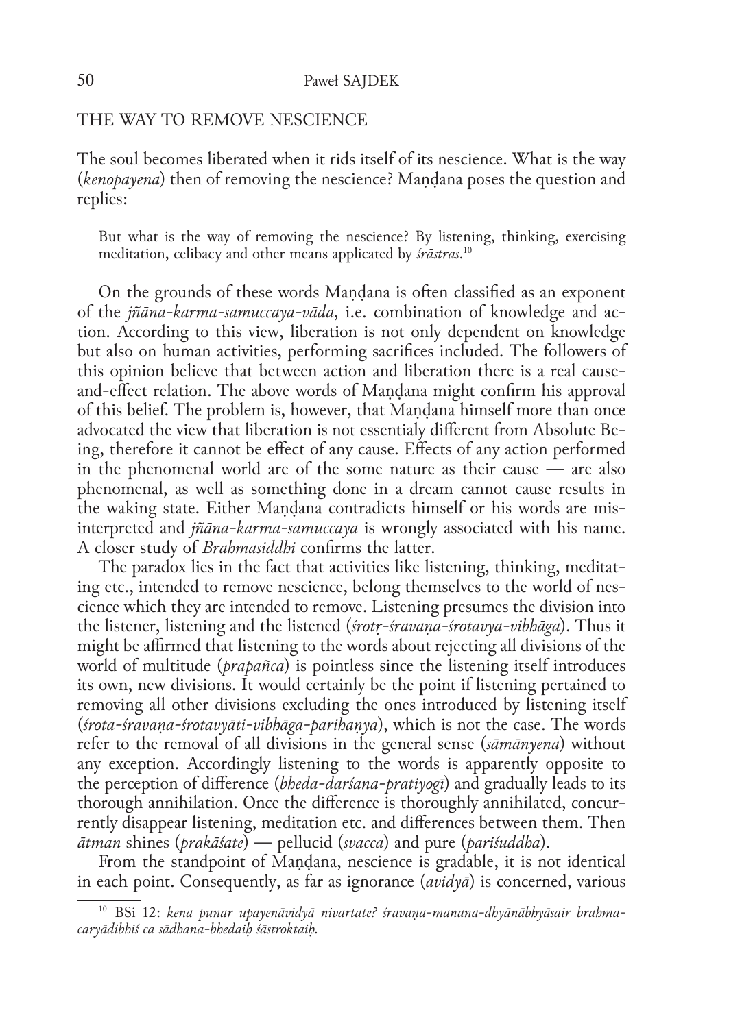## THE WAY TO REMOVE NESCIENCE

The soul becomes liberated when it rids itself of its nescience. What is the way (*kenopayena*) then of removing the nescience? Maṇḍana poses the question and replies:

> But what is the way of removing the nescience? By listening, thinking, exercising meditation, celibacy and other means applicated by *śrāstras*.[10]

On the grounds of these words Maṇḍana is often classified as an exponent of the *jñāna-karma-samuccaya-vāda*, i.e. combination of knowledge and action. According to this view, liberation is not only dependent on knowledge but also on human activities, performing sacrifices included. The followers of this opinion believe that between action and liberation there is a real cause-and-effect relation. The above words of Maṇḍana might confirm his approval of this belief. The problem is, however, that Maṇḍana himself more than once advocated the view that liberation is not essentialy different from Absolute Being, therefore it cannot be effect of any cause. Effects of any action performed in the phenomenal world are of the some nature as their cause — are also phenomenal, as well as something done in a dream cannot cause results in the waking state. Either Maṇḍana contradicts himself or his words are misinterpreted and *jñāna-karma-samuccaya* is wrongly associated with his name. A closer study of *Brahmasiddhi* confirms the latter.

The paradox lies in the fact that activities like listening, thinking, meditating etc., intended to remove nescience, belong themselves to the world of nescience which they are intended to remove. Listening presumes the division into the listener, listening and the listened (*śrotṛ-śravaṇa-śrotavya-vibhāga*). Thus it might be affirmed that listening to the words about rejecting all divisions of the world of multitude (*prapañca*) is pointless since the listening itself introduces its own, new divisions. It would certainly be the point if listening pertained to removing all other divisions excluding the ones introduced by listening itself (*śrota-śravaṇa-śrotavyāti-vibhāga-parihaṇya*), which is not the case. The words refer to the removal of all divisions in the general sense (*sāmānyena*) without any exception. Accordingly listening to the words is apparently opposite to the perception of difference (*bheda-darśana-pratiyogī*) and gradually leads to its thorough annihilation. Once the difference is thoroughly annihilated, concurrently disappear listening, meditation etc. and differences between them. Then *ātman* shines (*prakāśate*) — pellucid (*svacca*) and pure (*pariśuddha*).

From the standpoint of Maṇḍana, nescience is gradable, it is not identical in each point. Consequently, as far as ignorance (*avidyā*) is concerned, various

---

[10] BSi 12: *kena punar upayenāvidyā nivartate? śravaṇa-manana-dhyānābhyāsair brahmacaryādibhiś ca sādhana-bhedaiḥ śāstroktaiḥ.*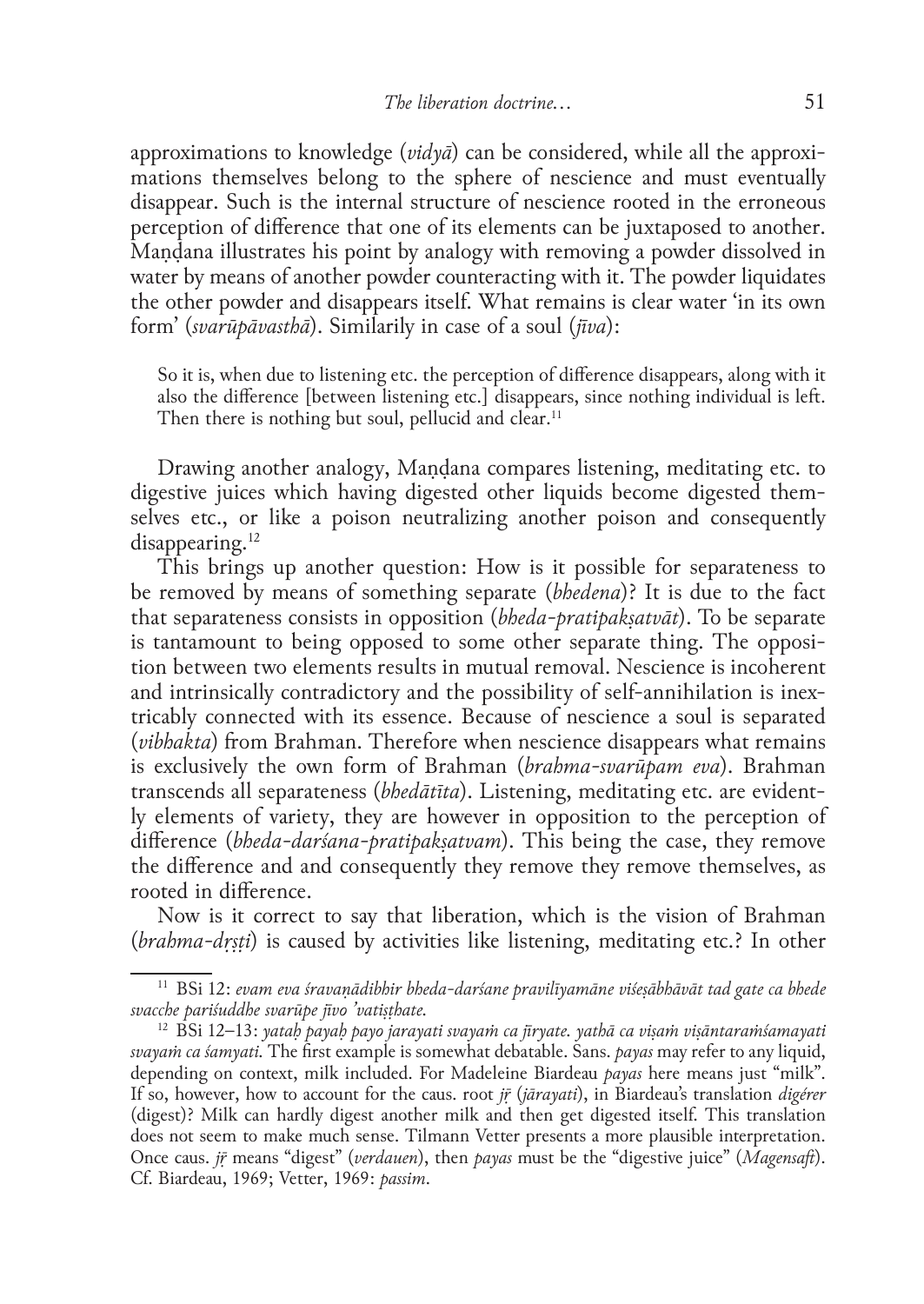approximations to knowledge (*vidyā*) can be considered, while all the approximations themselves belong to the sphere of nescience and must eventually disappear. Such is the internal structure of nescience rooted in the erroneous perception of difference that one of its elements can be juxtaposed to another. Maṇḍana illustrates his point by analogy with removing a powder dissolved in water by means of another powder counteracting with it. The powder liquidates the other powder and disappears itself. What remains is clear water 'in its own form' (*svarūpāvasthā*). Similarily in case of a soul (*jīva*):

> So it is, when due to listening etc. the perception of difference disappears, along with it also the difference [between listening etc.] disappears, since nothing individual is left. Then there is nothing but soul, pellucid and clear.[11]

Drawing another analogy, Maṇḍana compares listening, meditating etc. to digestive juices which having digested other liquids become digested themselves etc., or like a poison neutralizing another poison and consequently disappearing.[12]

This brings up another question: How is it possible for separateness to be removed by means of something separate (*bhedena*)? It is due to the fact that separateness consists in opposition (*bheda-pratipakṣatvāt*). To be separate is tantamount to being opposed to some other separate thing. The opposition between two elements results in mutual removal. Nescience is incoherent and intrinsically contradictory and the possibility of self-annihilation is inextricably connected with its essence. Because of nescience a soul is separated (*vibhakta*) from Brahman. Therefore when nescience disappears what remains is exclusively the own form of Brahman (*brahma-svarūpam eva*). Brahman transcends all separateness (*bhedātīta*). Listening, meditating etc. are evidently elements of variety, they are however in opposition to the perception of difference (*bheda-darśana-pratipakṣatvam*). This being the case, they remove the difference and and consequently they remove they remove themselves, as rooted in difference.

Now is it correct to say that liberation, which is the vision of Brahman (*brahma-dṛṣṭi*) is caused by activities like listening, meditating etc.? In other

---

[11] BSi 12: *evam eva śravaṇādibhir bheda-darśane pravilīyamāne viśeṣābhāvāt tad gate ca bhede svacche pariśuddhe svarūpe jīvo 'vatiṣṭhate.*

[12] BSi 12–13: *yataḥ payaḥ payo jarayati svayaṁ ca jīryate. yathā ca viṣaṁ viṣāntaraṁśamayati svayaṁ ca śamyati.* The first example is somewhat debatable. Sans. *payas* may refer to any liquid, depending on context, milk included. For Madeleine Biardeau *payas* here means just "milk". If so, however, how to account for the caus. root *jṝ* (*jārayati*), in Biardeau's translation *digérer* (digest)? Milk can hardly digest another milk and then get digested itself. This translation does not seem to make much sense. Tilmann Vetter presents a more plausible interpretation. Once caus. *jṝ* means "digest" (*verdauen*), then *payas* must be the "digestive juice" (*Magensaft*). Cf. Biardeau, 1969; Vetter, 1969: *passim*.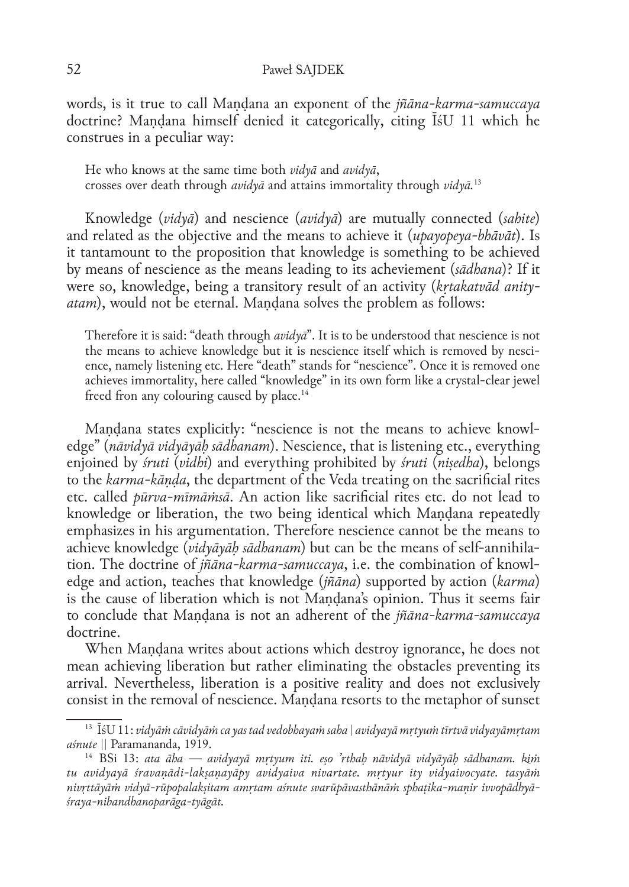words, is it true to call Maṇḍana an exponent of the *jñāna-karma-samuccaya* doctrine? Maṇḍana himself denied it categorically, citing ĪśU 11 which he construes in a peculiar way:

> He who knows at the same time both *vidyā* and *avidyā*,
> crosses over death through *avidyā* and attains immortality through *vidyā*.[13]

Knowledge (*vidyā*) and nescience (*avidyā*) are mutually connected (*sahite*) and related as the objective and the means to achieve it (*upayopeya-bhāvāt*). Is it tantamount to the proposition that knowledge is something to be achieved by means of nescience as the means leading to its acheviement (*sādhana*)? If it were so, knowledge, being a transitory result of an activity (*kṛtakatvād anityatam*), would not be eternal. Maṇḍana solves the problem as follows:

> Therefore it is said: "death through *avidyā*". It is to be understood that nescience is not the means to achieve knowledge but it is nescience itself which is removed by nescience, namely listening etc. Here "death" stands for "nescience". Once it is removed one achieves immortality, here called "knowledge" in its own form like a crystal-clear jewel freed fron any colouring caused by place.[14]

Maṇḍana states explicitly: "nescience is not the means to achieve knowledge" (*nāvidyā vidyāyāḥ sādhanam*). Nescience, that is listening etc., everything enjoined by *śruti* (*vidhi*) and everything prohibited by *śruti* (*niṣedha*), belongs to the *karma-kāṇḍa*, the department of the Veda treating on the sacrificial rites etc. called *pūrva-mīmāṁsā*. An action like sacrificial rites etc. do not lead to knowledge or liberation, the two being identical which Maṇḍana repeatedly emphasizes in his argumentation. Therefore nescience cannot be the means to achieve knowledge (*vidyāyāḥ sādhanam*) but can be the means of self-annihilation. The doctrine of *jñāna-karma-samuccaya*, i.e. the combination of knowledge and action, teaches that knowledge (*jñāna*) supported by action (*karma*) is the cause of liberation which is not Maṇḍana's opinion. Thus it seems fair to conclude that Maṇḍana is not an adherent of the *jñāna-karma-samuccaya* doctrine.

When Maṇḍana writes about actions which destroy ignorance, he does not mean achieving liberation but rather eliminating the obstacles preventing its arrival. Nevertheless, liberation is a positive reality and does not exclusively consist in the removal of nescience. Maṇḍana resorts to the metaphor of sunset

---

[13] ĪśU 11: *vidyāṁ cāvidyāṁ ca yas tad vedobhayaṁ saha | avidyayā mṛtyuṁ tīrtvā vidyayāmṛtam aśnute* || Paramananda, 1919.

[14] BSi 13: *ata āha — avidyayā mṛtyum iti. eṣo 'rthaḥ nāvidyā vidyāyāḥ sādhanam. kiṁ tu avidyayā śravaṇādi-lakṣaṇayāpy avidyaiva nivartate. mṛtyur ity vidyaivocyate. tasyāṁ nivṛttāyāṁ vidyā-rūpopalakṣitam amṛtam aśnute svarūpāvasthānāṁ sphaṭika-maṇir ivvopādhyāśraya-nibandhanoparāga-tyāgāt.*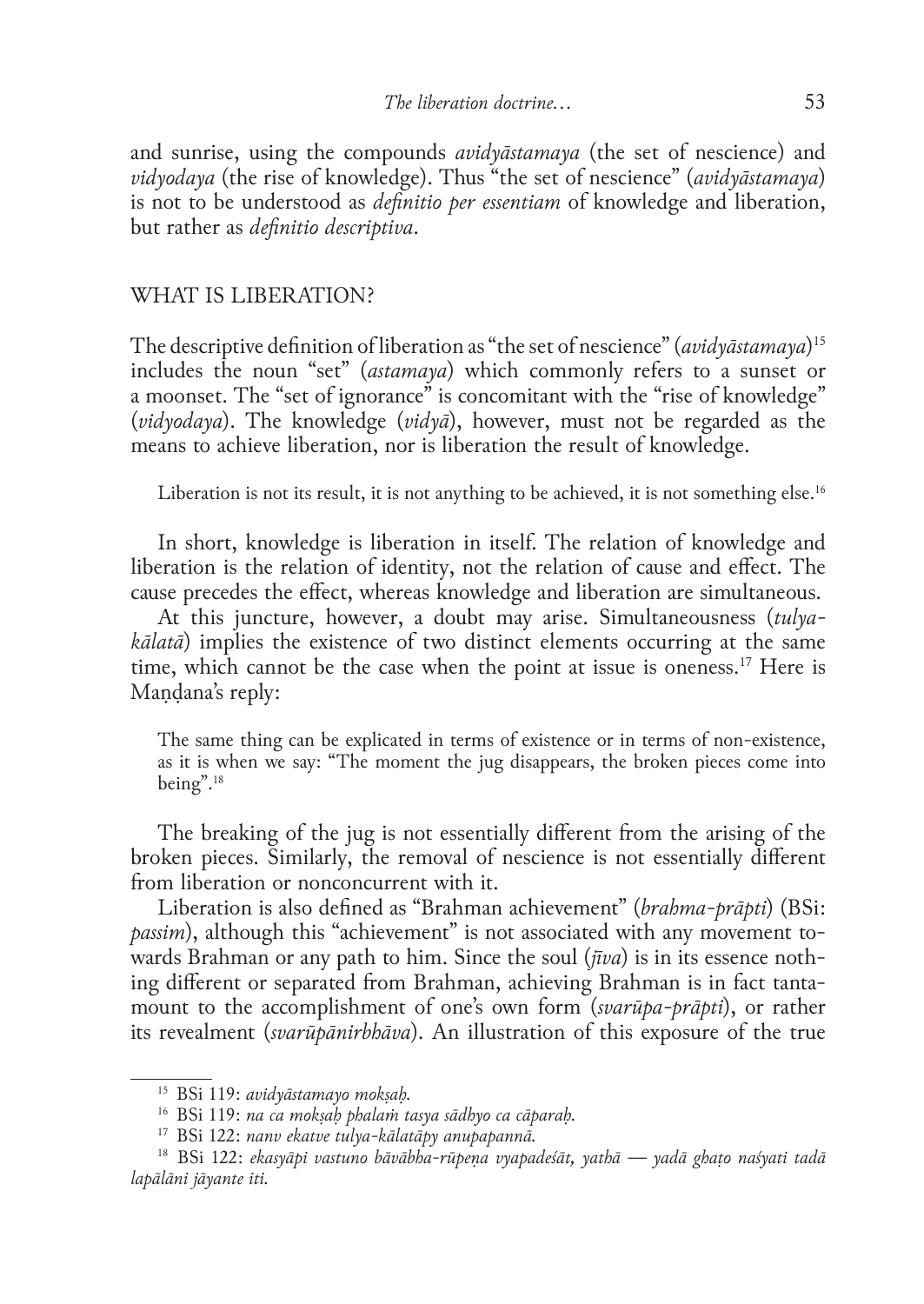and sunrise, using the compounds *avidyāstamaya* (the set of nescience) and *vidyodaya* (the rise of knowledge). Thus "the set of nescience" (*avidyāstamaya*) is not to be understood as *definitio per essentiam* of knowledge and liberation, but rather as *definitio descriptiva*.

## WHAT IS LIBERATION?

The descriptive definition of liberation as "the set of nescience" (*avidyāstamaya*)[15] includes the noun "set" (*astamaya*) which commonly refers to a sunset or a moonset. The "set of ignorance" is concomitant with the "rise of knowledge" (*vidyodaya*). The knowledge (*vidyā*), however, must not be regarded as the means to achieve liberation, nor is liberation the result of knowledge.

> Liberation is not its result, it is not anything to be achieved, it is not something else.[16]

In short, knowledge is liberation in itself. The relation of knowledge and liberation is the relation of identity, not the relation of cause and effect. The cause precedes the effect, whereas knowledge and liberation are simultaneous.

At this juncture, however, a doubt may arise. Simultaneousness (*tulya-kālatā*) implies the existence of two distinct elements occurring at the same time, which cannot be the case when the point at issue is oneness.[17] Here is Maṇḍana's reply:

> The same thing can be explicated in terms of existence or in terms of non-existence, as it is when we say: "The moment the jug disappears, the broken pieces come into being".[18]

The breaking of the jug is not essentially different from the arising of the broken pieces. Similarly, the removal of nescience is not essentially different from liberation or nonconcurrent with it.

Liberation is also defined as "Brahman achievement" (*brahma-prāpti*) (BSi: *passim*), although this "achievement" is not associated with any movement towards Brahman or any path to him. Since the soul (*jīva*) is in its essence nothing different or separated from Brahman, achieving Brahman is in fact tantamount to the accomplishment of one's own form (*svarūpa-prāpti*), or rather its revealment (*svarūpānirbhāva*). An illustration of this exposure of the true

---

[15] BSi 119: *avidyāstamayo mokṣaḥ.*

[16] BSi 119: *na ca mokṣaḥ phalaṁ tasya sādhyo ca cāparaḥ.*

[17] BSi 122: *nanv ekatve tulya-kālatāpy anupapannā.*

[18] BSi 122: *ekasyāpi vastuno bāvābha-rūpeṇa vyapadeśāt, yathā — yadā ghaṭo naśyati tadā lapālāni jāyante iti.*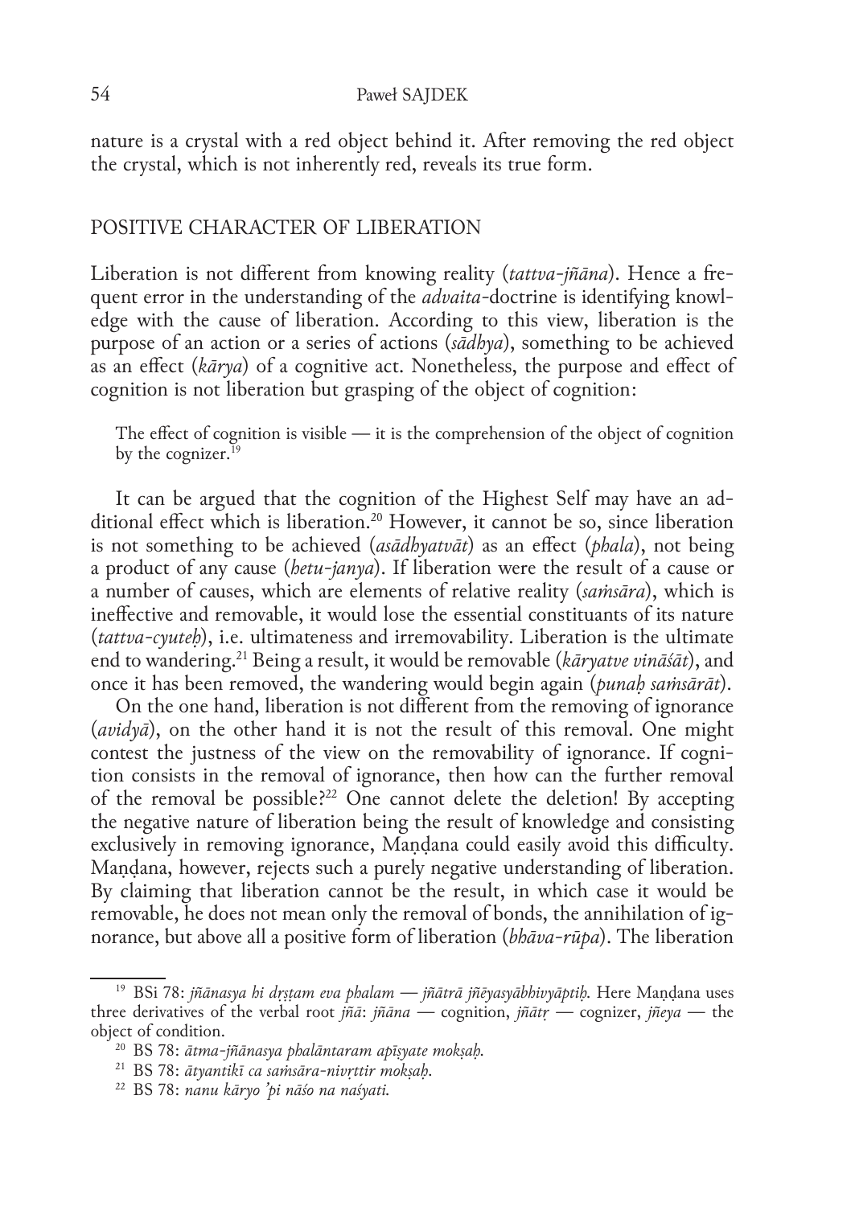nature is a crystal with a red object behind it. After removing the red object the crystal, which is not inherently red, reveals its true form.

## POSITIVE CHARACTER OF LIBERATION

Liberation is not different from knowing reality (*tattva-jñāna*). Hence a frequent error in the understanding of the *advaita*-doctrine is identifying knowledge with the cause of liberation. According to this view, liberation is the purpose of an action or a series of actions (*sādhya*), something to be achieved as an effect (*kārya*) of a cognitive act. Nonetheless, the purpose and effect of cognition is not liberation but grasping of the object of cognition:

> The effect of cognition is visible — it is the comprehension of the object of cognition by the cognizer.[19]

It can be argued that the cognition of the Highest Self may have an additional effect which is liberation.[20] However, it cannot be so, since liberation is not something to be achieved (*asādhyatvāt*) as an effect (*phala*), not being a product of any cause (*hetu-janya*). If liberation were the result of a cause or a number of causes, which are elements of relative reality (*saṁsāra*), which is ineffective and removable, it would lose the essential constituants of its nature (*tattva-cyuteḥ*), i.e. ultimateness and irremovability. Liberation is the ultimate end to wandering.[21] Being a result, it would be removable (*kāryatve vināśāt*), and once it has been removed, the wandering would begin again (*punaḥ saṁsārāt*).

On the one hand, liberation is not different from the removing of ignorance (*avidyā*), on the other hand it is not the result of this removal. One might contest the justness of the view on the removability of ignorance. If cognition consists in the removal of ignorance, then how can the further removal of the removal be possible?[22] One cannot delete the deletion! By accepting the negative nature of liberation being the result of knowledge and consisting exclusively in removing ignorance, Maṇḍana could easily avoid this difficulty. Maṇḍana, however, rejects such a purely negative understanding of liberation. By claiming that liberation cannot be the result, in which case it would be removable, he does not mean only the removal of bonds, the annihilation of ignorance, but above all a positive form of liberation (*bhāva-rūpa*). The liberation

---

[19] BSi 78: *jñānasya hi dṛṣṭam eva phalam — jñātrā jñēyasyābhivyāptiḥ.* Here Maṇḍana uses three derivatives of the verbal root *jñā*: *jñāna* — cognition, *jñātṛ* — cognizer, *jñeya* — the object of condition.

[20] BS 78: *ātma-jñānasya phalāntaram apīṣyate mokṣaḥ.*

[21] BS 78: *ātyantikī ca saṁsāra-nivṛttir mokṣaḥ.*

[22] BS 78: *nanu kāryo 'pi nāśo na naśyati.*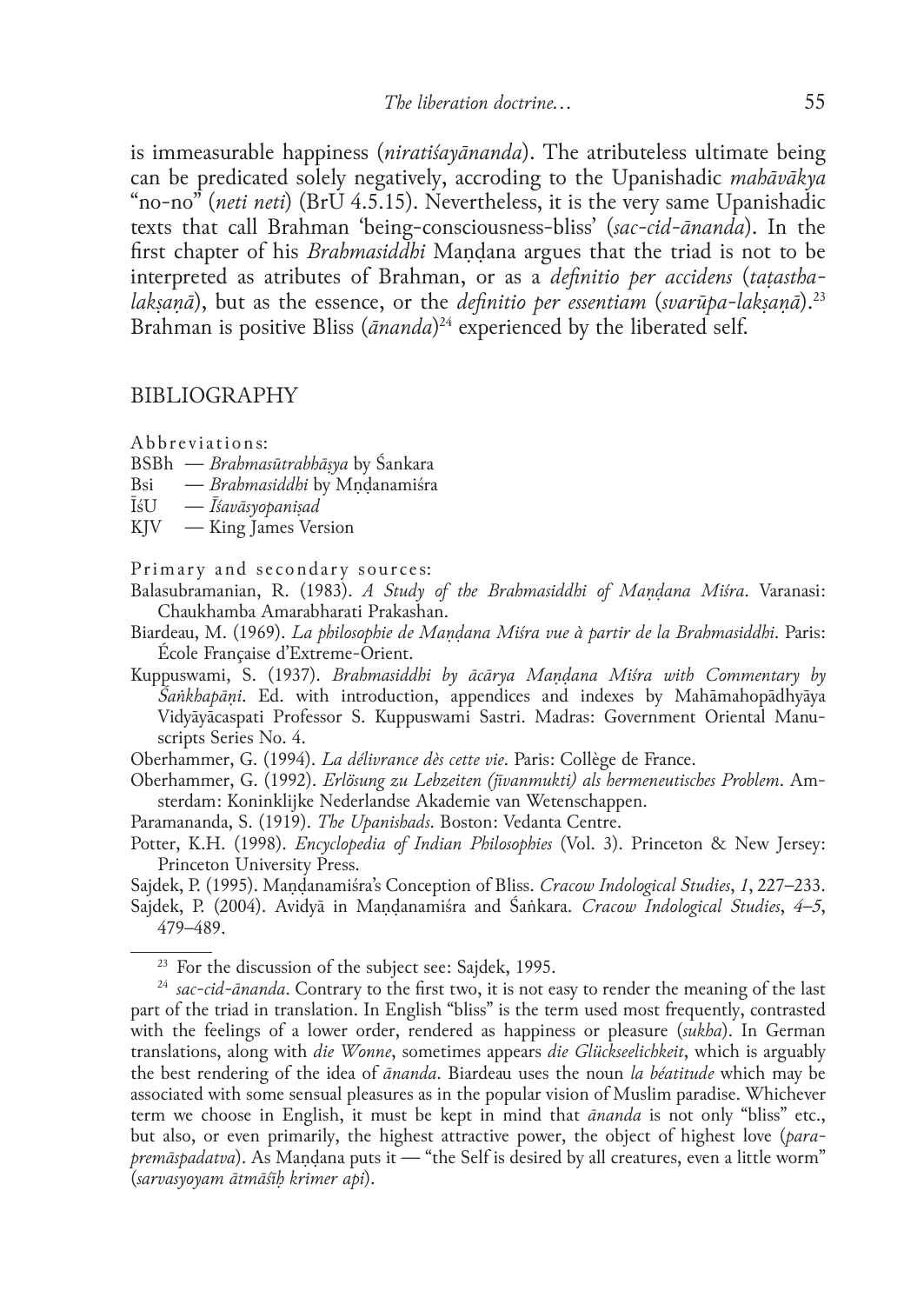is immeasurable happiness (*niratiśayānanda*). The atributeless ultimate being can be predicated solely negatively, accroding to the Upanishadic *mahāvākya* "no-no" (*neti neti*) (BrU 4.5.15). Nevertheless, it is the very same Upanishadic texts that call Brahman 'being-consciousness-bliss' (*sac-cid-ānanda*). In the first chapter of his *Brahmasiddhi* Maṇḍana argues that the triad is not to be interpreted as atributes of Brahman, or as a *definitio per accidens* (*taṭastha-lakṣaṇā*), but as the essence, or the *definitio per essentiam* (*svarūpa-lakṣaṇā*).[23] Brahman is positive Bliss (*ānanda*)[24] experienced by the liberated self.

## BIBLIOGRAPHY

Abbreviations:

BSBh — *Brahmasūtrabhāṣya* by Śankara
Bsi — *Brahmasiddhi* by Mṇḍanamiśra
ĪśU — *Īśavāsyopaniṣad*
KJV — King James Version

Primary and secondary sources:

Balasubramanian, R. (1983). *A Study of the Brahmasiddhi of Maṇḍana Miśra*. Varanasi: Chaukhamba Amarabharati Prakashan.

Biardeau, M. (1969). *La philosophie de Maṇḍana Miśra vue à partir de la Brahmasiddhi*. Paris: École Française d'Extreme-Orient.

Kuppuswami, S. (1937). *Brahmasiddhi by ācārya Maṇḍana Miśra with Commentary by Śaṅkhapāṇi*. Ed. with introduction, appendices and indexes by Mahāmahopādhyāya Vidyāyācaspati Professor S. Kuppuswami Sastri. Madras: Government Oriental Manuscripts Series No. 4.

Oberhammer, G. (1994). *La délivrance dès cette vie*. Paris: Collège de France.

Oberhammer, G. (1992). *Erlösung zu Lebzeiten (jīvanmukti) als hermeneutisches Problem*. Amsterdam: Koninklijke Nederlandse Akademie van Wetenschappen.

Paramananda, S. (1919). *The Upanishads*. Boston: Vedanta Centre.

Potter, K.H. (1998). *Encyclopedia of Indian Philosophies* (Vol. 3). Princeton & New Jersey: Princeton University Press.

Sajdek, P. (1995). Maṇḍanamiśra's Conception of Bliss. *Cracow Indological Studies*, *1*, 227–233.

Sajdek, P. (2004). Avidyā in Maṇḍanamiśra and Śaṅkara. *Cracow Indological Studies*, *4–5*, 479–489.

---

[23] For the discussion of the subject see: Sajdek, 1995.

[24] *sac-cid-ānanda*. Contrary to the first two, it is not easy to render the meaning of the last part of the triad in translation. In English "bliss" is the term used most frequently, contrasted with the feelings of a lower order, rendered as happiness or pleasure (*sukha*). In German translations, along with *die Wonne*, sometimes appears *die Glückseelichkeit*, which is arguably the best rendering of the idea of *ānanda*. Biardeau uses the noun *la béatitude* which may be associated with some sensual pleasures as in the popular vision of Muslim paradise. Whichever term we choose in English, it must be kept in mind that *ānanda* is not only "bliss" etc., but also, or even primarily, the highest attractive power, the object of highest love (*para-premāspadatva*). As Maṇḍana puts it — "the Self is desired by all creatures, even a little worm" (*sarvasyoyam ātmāśīḥ krimer api*).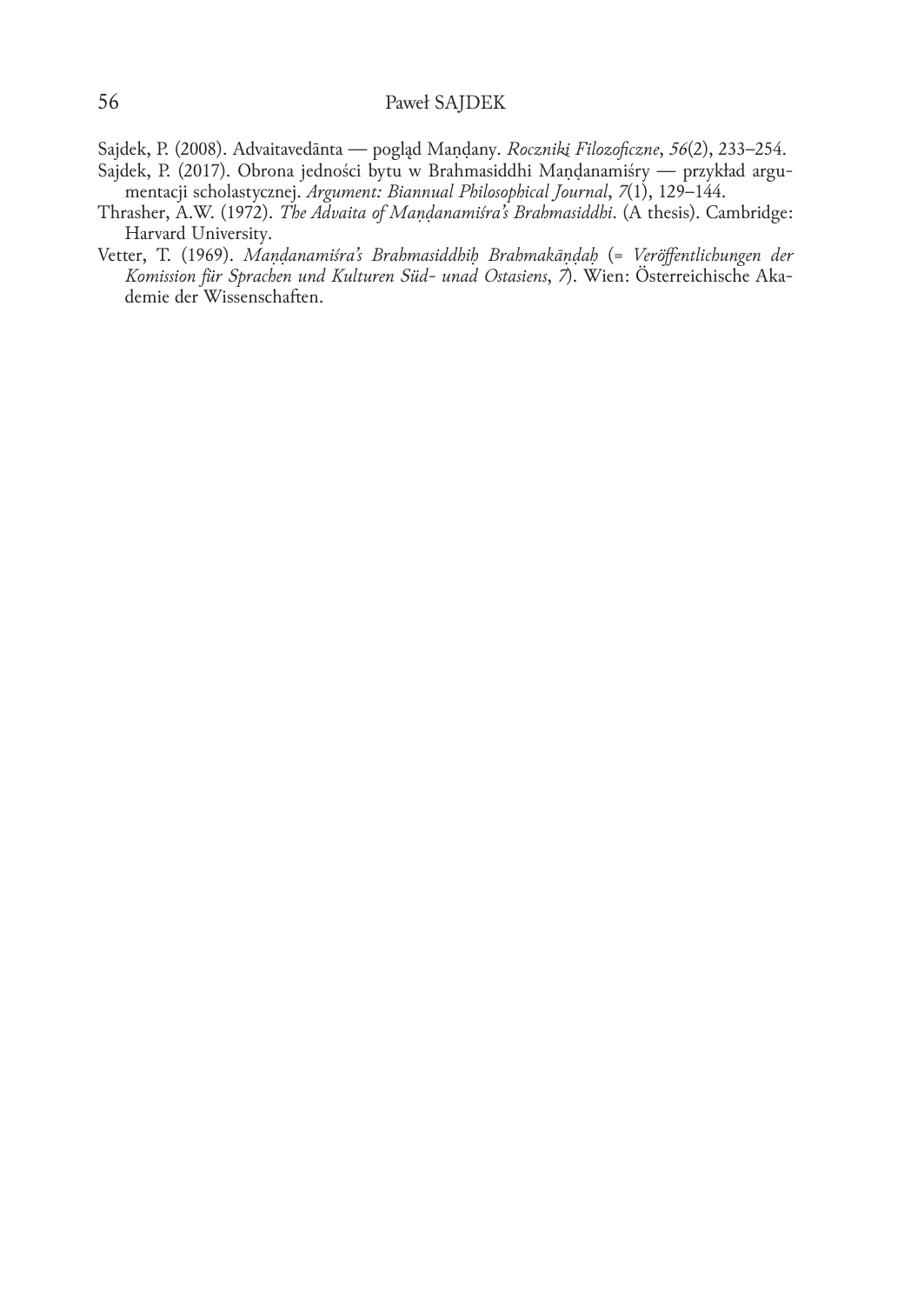Sajdek, P. (2008). Advaitavedānta — pogląd Maṇḍany. *Roczniki Filozoficzne*, *56*(2), 233–254.

Sajdek, P. (2017). Obrona jedności bytu w Brahmasiddhi Maṇḍanamiśry — przykład argumentacji scholastycznej. *Argument: Biannual Philosophical Journal*, *7*(1), 129–144.

Thrasher, A.W. (1972). *The Advaita of Maṇḍanamiśra's Brahmasiddhi*. (A thesis). Cambridge: Harvard University.

Vetter, T. (1969). *Maṇḍanamiśra's Brahmasiddhiḥ Brahmakāṇḍaḥ* (= *Veröffentlichungen der Komission für Sprachen und Kulturen Süd- unad Ostasiens*, *7*). Wien: Österreichische Akademie der Wissenschaften.